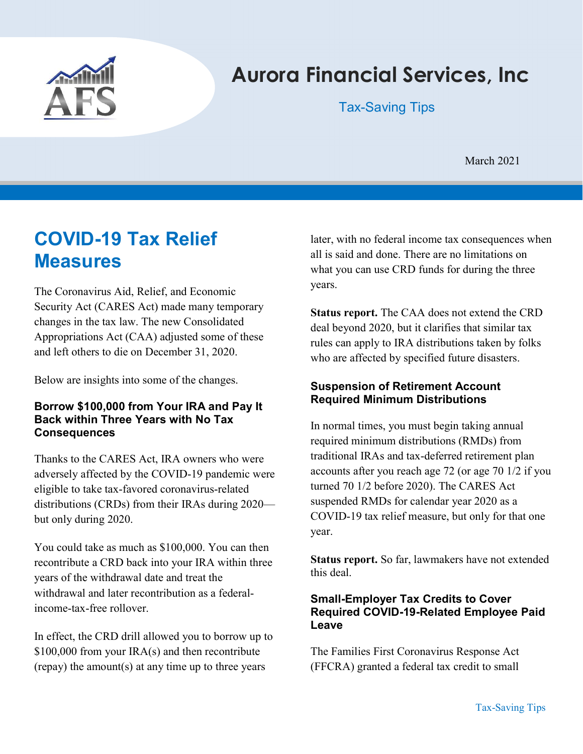# Aurora Financial Services, Inc

Tax-Saving Tips

March 2021

## COVID-19 Tax Relief Measures

The Coronavirus Aid, Relief, and Economic Security Act (CARES Act) made many temporary changes in the tax law. The new Consolidated Appropriations Act (CAA) adjusted some of these and left others to die on December 31, 2020.

Below are insights into some of the changes.

### Borrow $100,000 from Your IRA and Pay It Back within Three Years with No Tax Consequences

Thanks to the CARES Act, IRA owners who were adversely affected by the COVID-19 pandemic were eligible to take tax-favored coronavirus-related distributions (CRDs) from their IRAs during 2020—but only during 2020.

You could take as much as $100,000. You can then recontribute a CRD back into your IRA within three years of the withdrawal date and treat the withdrawal and later recontribution as a federal-income-tax-free rollover.

In effect, the CRD drill allowed you to borrow up to $100,000 from your IRA(s) and then recontribute (repay) the amount(s) at any time up to three years later, with no federal income tax consequences when all is said and done. There are no limitations on what you can use CRD funds for during the three years.

**Status report.** The CAA does not extend the CRD deal beyond 2020, but it clarifies that similar tax rules can apply to IRA distributions taken by folks who are affected by specified future disasters.

### Suspension of Retirement Account Required Minimum Distributions

In normal times, you must begin taking annual required minimum distributions (RMDs) from traditional IRAs and tax-deferred retirement plan accounts after you reach age 72 (or age 70 1/2 if you turned 70 1/2 before 2020). The CARES Act suspended RMDs for calendar year 2020 as a COVID-19 tax relief measure, but only for that one year.

**Status report.** So far, lawmakers have not extended this deal.

### Small-Employer Tax Credits to Cover Required COVID-19-Related Employee Paid Leave

The Families First Coronavirus Response Act (FFCRA) granted a federal tax credit to small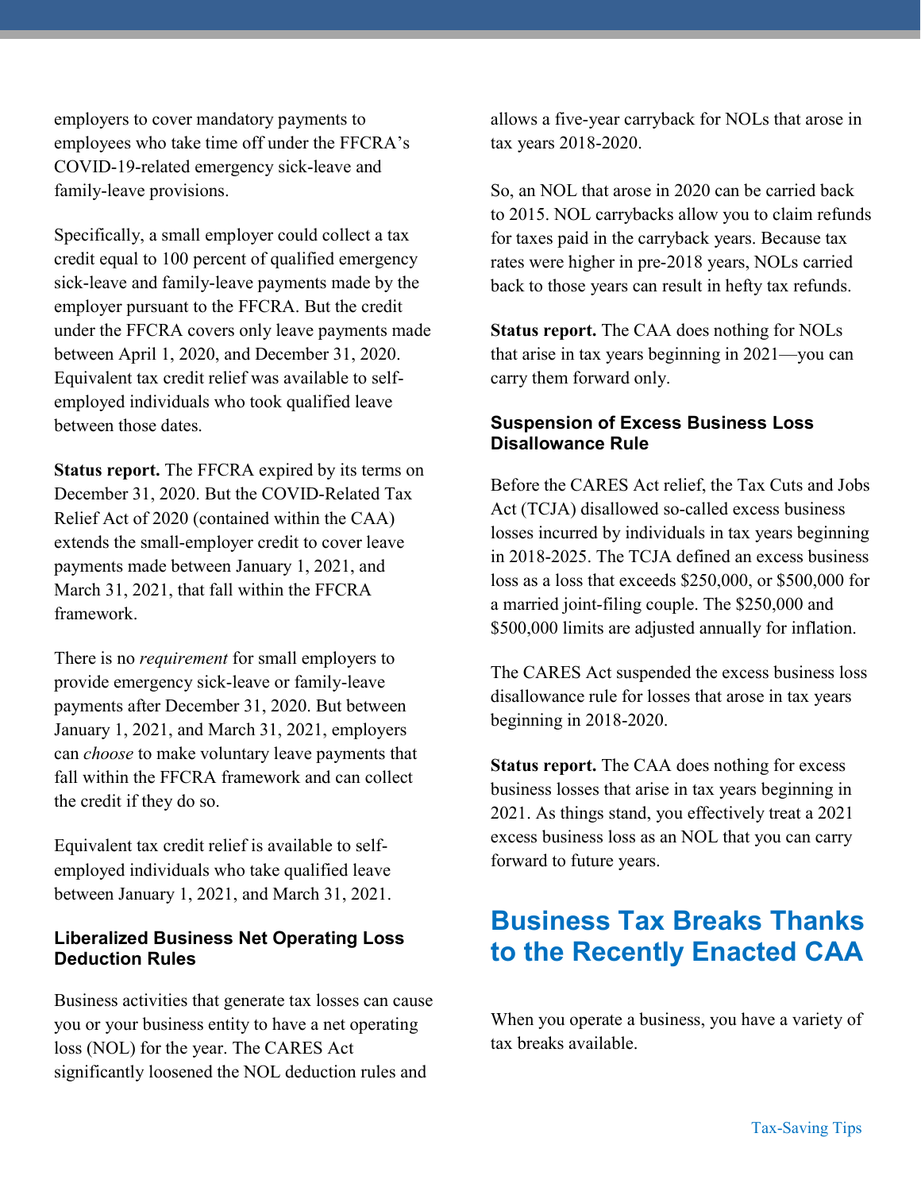employers to cover mandatory payments to employees who take time off under the FFCRA's COVID-19-related emergency sick-leave and family-leave provisions.

Specifically, a small employer could collect a tax credit equal to 100 percent of qualified emergency sick-leave and family-leave payments made by the employer pursuant to the FFCRA. But the credit under the FFCRA covers only leave payments made between April 1, 2020, and December 31, 2020. Equivalent tax credit relief was available to self-employed individuals who took qualified leave between those dates.

**Status report.** The FFCRA expired by its terms on December 31, 2020. But the COVID-Related Tax Relief Act of 2020 (contained within the CAA) extends the small-employer credit to cover leave payments made between January 1, 2021, and March 31, 2021, that fall within the FFCRA framework.

There is no *requirement* for small employers to provide emergency sick-leave or family-leave payments after December 31, 2020. But between January 1, 2021, and March 31, 2021, employers can *choose* to make voluntary leave payments that fall within the FFCRA framework and can collect the credit if they do so.

Equivalent tax credit relief is available to self-employed individuals who take qualified leave between January 1, 2021, and March 31, 2021.

### Liberalized Business Net Operating Loss Deduction Rules

Business activities that generate tax losses can cause you or your business entity to have a net operating loss (NOL) for the year. The CARES Act significantly loosened the NOL deduction rules and allows a five-year carryback for NOLs that arose in tax years 2018-2020.

So, an NOL that arose in 2020 can be carried back to 2015. NOL carrybacks allow you to claim refunds for taxes paid in the carryback years. Because tax rates were higher in pre-2018 years, NOLs carried back to those years can result in hefty tax refunds.

**Status report.** The CAA does nothing for NOLs that arise in tax years beginning in 2021—you can carry them forward only.

### Suspension of Excess Business Loss Disallowance Rule

Before the CARES Act relief, the Tax Cuts and Jobs Act (TCJA) disallowed so-called excess business losses incurred by individuals in tax years beginning in 2018-2025. The TCJA defined an excess business loss as a loss that exceeds $250,000, or $500,000 for a married joint-filing couple. The $250,000 and $500,000 limits are adjusted annually for inflation.

The CARES Act suspended the excess business loss disallowance rule for losses that arose in tax years beginning in 2018-2020.

**Status report.** The CAA does nothing for excess business losses that arise in tax years beginning in 2021. As things stand, you effectively treat a 2021 excess business loss as an NOL that you can carry forward to future years.

## Business Tax Breaks Thanks to the Recently Enacted CAA

When you operate a business, you have a variety of tax breaks available.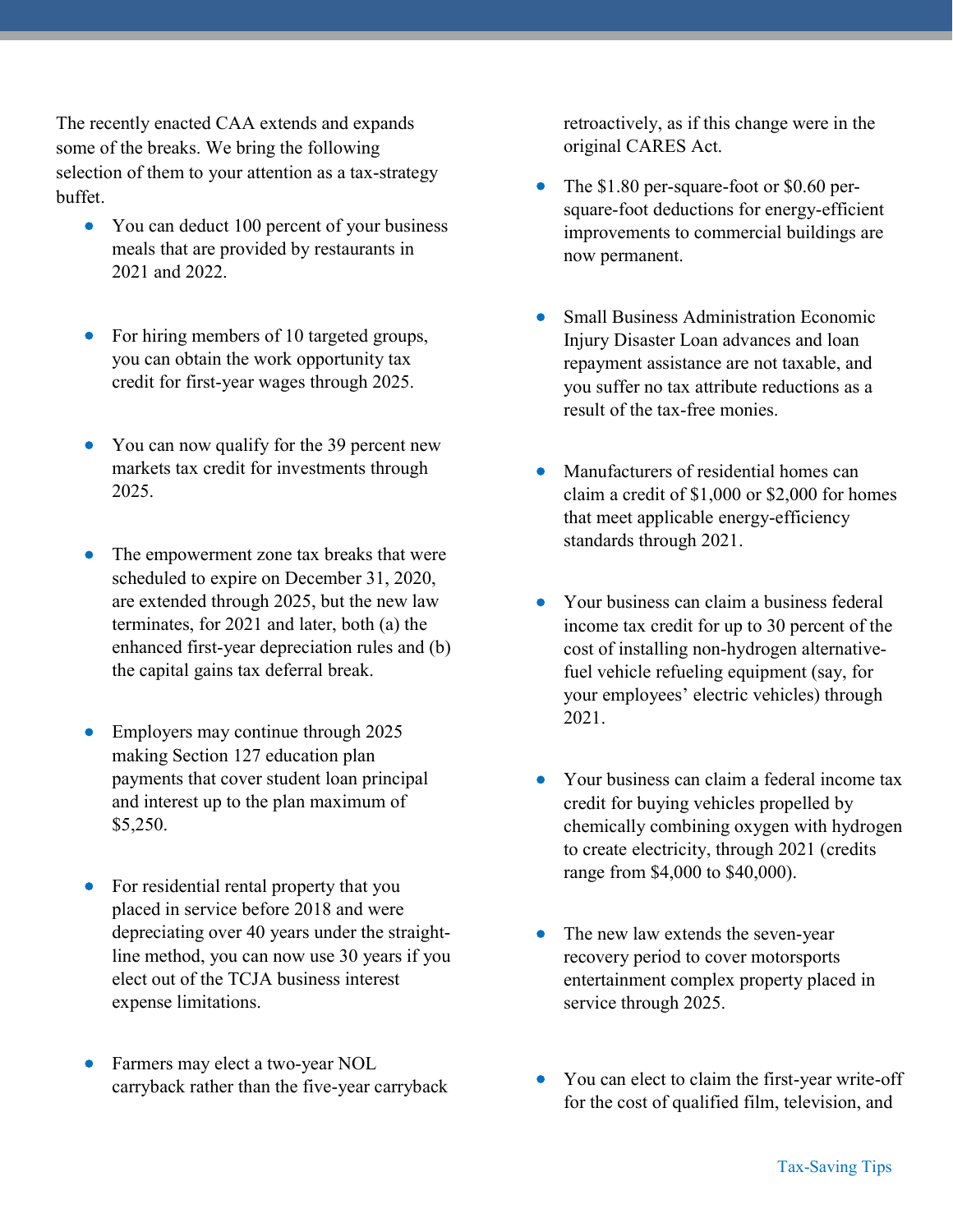The recently enacted CAA extends and expands some of the breaks. We bring the following selection of them to your attention as a tax-strategy buffet.

- You can deduct 100 percent of your business meals that are provided by restaurants in 2021 and 2022.
- For hiring members of 10 targeted groups, you can obtain the work opportunity tax credit for first-year wages through 2025.
- You can now qualify for the 39 percent new markets tax credit for investments through 2025.
- The empowerment zone tax breaks that were scheduled to expire on December 31, 2020, are extended through 2025, but the new law terminates, for 2021 and later, both (a) the enhanced first-year depreciation rules and (b) the capital gains tax deferral break.
- Employers may continue through 2025 making Section 127 education plan payments that cover student loan principal and interest up to the plan maximum of $5,250.
- For residential rental property that you placed in service before 2018 and were depreciating over 40 years under the straight-line method, you can now use 30 years if you elect out of the TCJA business interest expense limitations.
- Farmers may elect a two-year NOL carryback rather than the five-year carryback retroactively, as if this change were in the original CARES Act.
- The $1.80 per-square-foot or $0.60 per-square-foot deductions for energy-efficient improvements to commercial buildings are now permanent.
- Small Business Administration Economic Injury Disaster Loan advances and loan repayment assistance are not taxable, and you suffer no tax attribute reductions as a result of the tax-free monies.
- Manufacturers of residential homes can claim a credit of $1,000 or $2,000 for homes that meet applicable energy-efficiency standards through 2021.
- Your business can claim a business federal income tax credit for up to 30 percent of the cost of installing non-hydrogen alternative-fuel vehicle refueling equipment (say, for your employees' electric vehicles) through 2021.
- Your business can claim a federal income tax credit for buying vehicles propelled by chemically combining oxygen with hydrogen to create electricity, through 2021 (credits range from $4,000 to $40,000).
- The new law extends the seven-year recovery period to cover motorsports entertainment complex property placed in service through 2025.
- You can elect to claim the first-year write-off for the cost of qualified film, television, and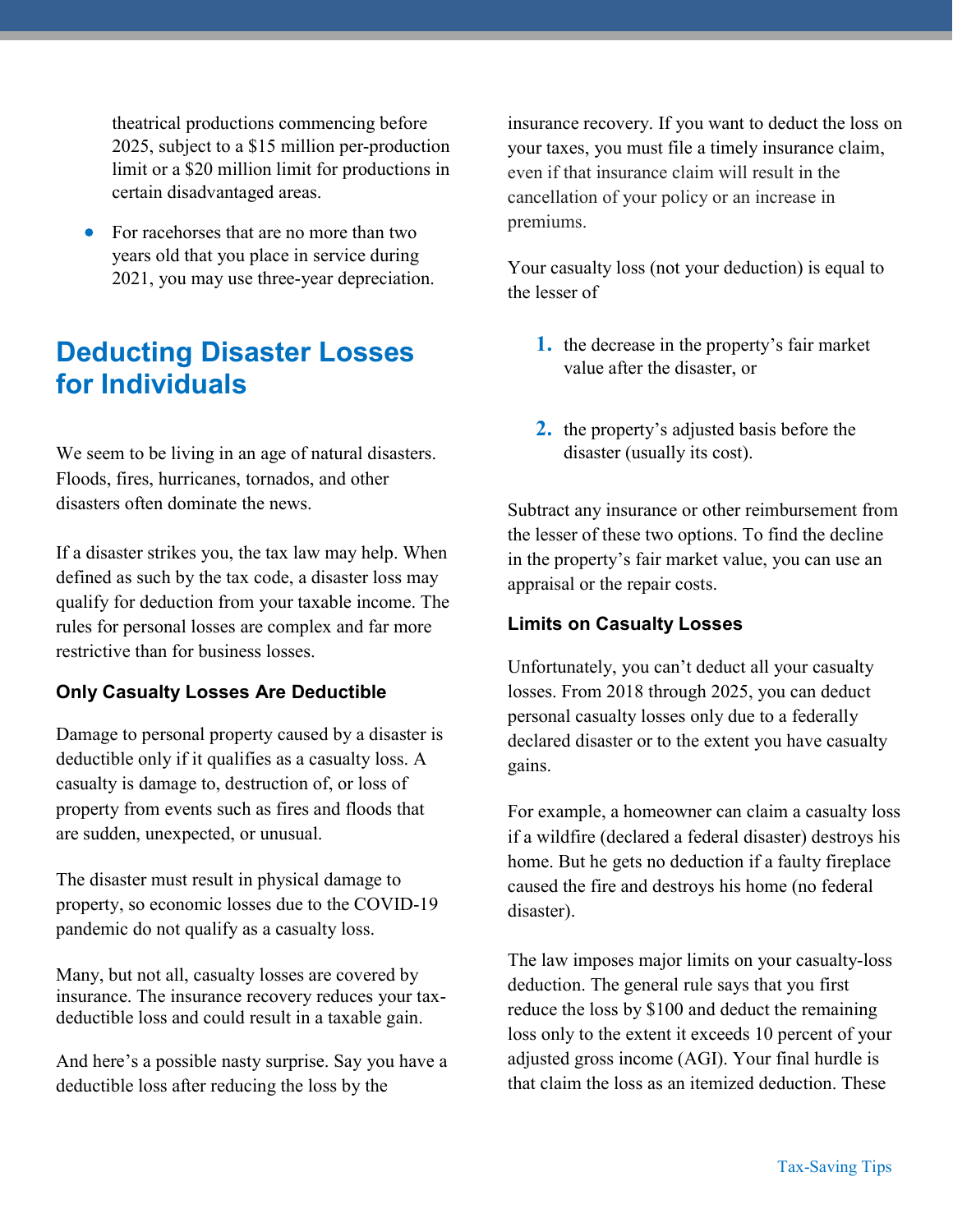theatrical productions commencing before 2025, subject to a $15 million per-production limit or a $20 million limit for productions in certain disadvantaged areas.

- For racehorses that are no more than two years old that you place in service during 2021, you may use three-year depreciation.

## Deducting Disaster Losses for Individuals

We seem to be living in an age of natural disasters. Floods, fires, hurricanes, tornados, and other disasters often dominate the news.

If a disaster strikes you, the tax law may help. When defined as such by the tax code, a disaster loss may qualify for deduction from your taxable income. The rules for personal losses are complex and far more restrictive than for business losses.

### Only Casualty Losses Are Deductible

Damage to personal property caused by a disaster is deductible only if it qualifies as a casualty loss. A casualty is damage to, destruction of, or loss of property from events such as fires and floods that are sudden, unexpected, or unusual.

The disaster must result in physical damage to property, so economic losses due to the COVID-19 pandemic do not qualify as a casualty loss.

Many, but not all, casualty losses are covered by insurance. The insurance recovery reduces your tax-deductible loss and could result in a taxable gain.

And here's a possible nasty surprise. Say you have a deductible loss after reducing the loss by the insurance recovery. If you want to deduct the loss on your taxes, you must file a timely insurance claim, even if that insurance claim will result in the cancellation of your policy or an increase in premiums.

Your casualty loss (not your deduction) is equal to the lesser of

1. the decrease in the property's fair market value after the disaster, or
2. the property's adjusted basis before the disaster (usually its cost).

Subtract any insurance or other reimbursement from the lesser of these two options. To find the decline in the property's fair market value, you can use an appraisal or the repair costs.

### Limits on Casualty Losses

Unfortunately, you can't deduct all your casualty losses. From 2018 through 2025, you can deduct personal casualty losses only due to a federally declared disaster or to the extent you have casualty gains.

For example, a homeowner can claim a casualty loss if a wildfire (declared a federal disaster) destroys his home. But he gets no deduction if a faulty fireplace caused the fire and destroys his home (no federal disaster).

The law imposes major limits on your casualty-loss deduction. The general rule says that you first reduce the loss by $100 and deduct the remaining loss only to the extent it exceeds 10 percent of your adjusted gross income (AGI). Your final hurdle is that claim the loss as an itemized deduction. These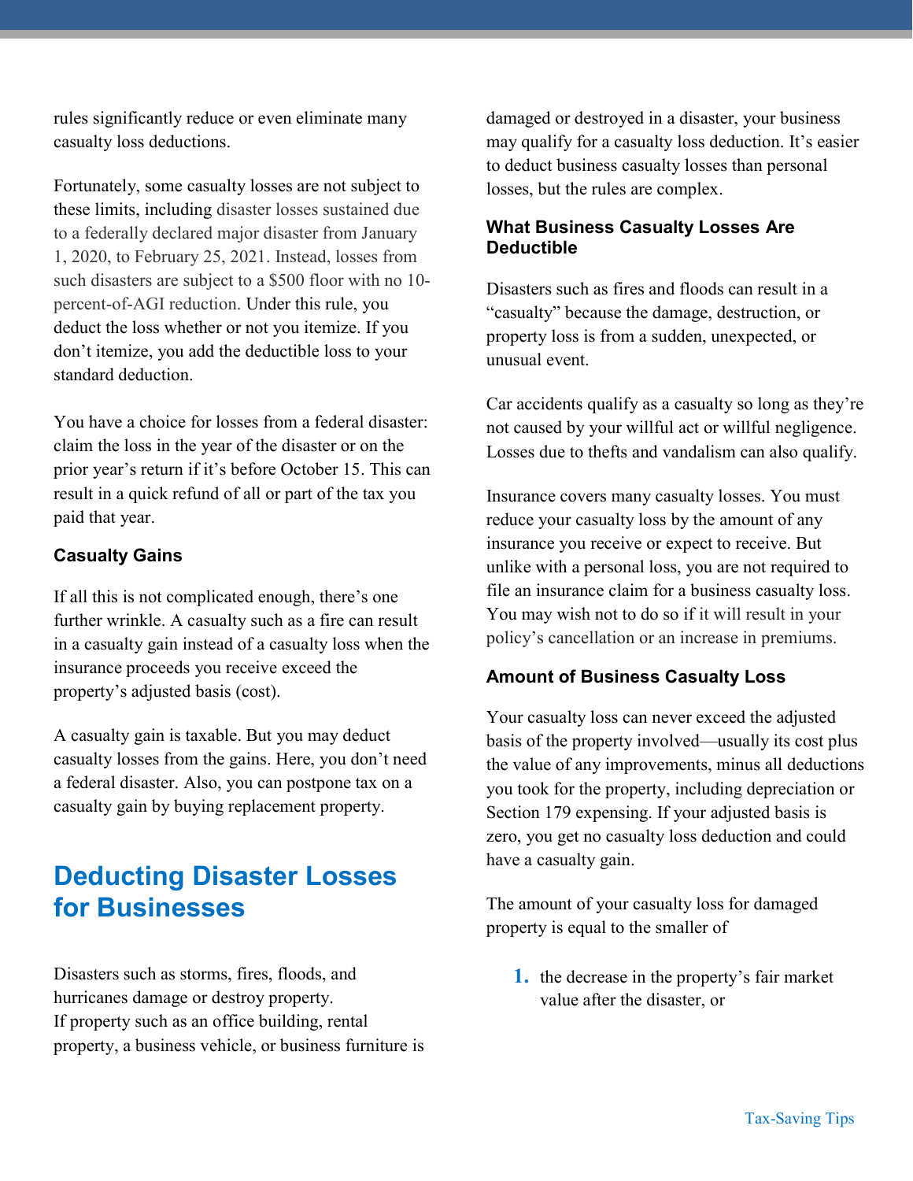rules significantly reduce or even eliminate many casualty loss deductions.

Fortunately, some casualty losses are not subject to these limits, including disaster losses sustained due to a federally declared major disaster from January 1, 2020, to February 25, 2021. Instead, losses from such disasters are subject to a $500 floor with no 10-percent-of-AGI reduction. Under this rule, you deduct the loss whether or not you itemize. If you don't itemize, you add the deductible loss to your standard deduction.

You have a choice for losses from a federal disaster: claim the loss in the year of the disaster or on the prior year's return if it's before October 15. This can result in a quick refund of all or part of the tax you paid that year.

### Casualty Gains

If all this is not complicated enough, there's one further wrinkle. A casualty such as a fire can result in a casualty gain instead of a casualty loss when the insurance proceeds you receive exceed the property's adjusted basis (cost).

A casualty gain is taxable. But you may deduct casualty losses from the gains. Here, you don't need a federal disaster. Also, you can postpone tax on a casualty gain by buying replacement property.

## Deducting Disaster Losses for Businesses

Disasters such as storms, fires, floods, and hurricanes damage or destroy property.
If property such as an office building, rental property, a business vehicle, or business furniture is damaged or destroyed in a disaster, your business may qualify for a casualty loss deduction. It's easier to deduct business casualty losses than personal losses, but the rules are complex.

### What Business Casualty Losses Are Deductible

Disasters such as fires and floods can result in a "casualty" because the damage, destruction, or property loss is from a sudden, unexpected, or unusual event.

Car accidents qualify as a casualty so long as they're not caused by your willful act or willful negligence. Losses due to thefts and vandalism can also qualify.

Insurance covers many casualty losses. You must reduce your casualty loss by the amount of any insurance you receive or expect to receive. But unlike with a personal loss, you are not required to file an insurance claim for a business casualty loss. You may wish not to do so if it will result in your policy's cancellation or an increase in premiums.

### Amount of Business Casualty Loss

Your casualty loss can never exceed the adjusted basis of the property involved—usually its cost plus the value of any improvements, minus all deductions you took for the property, including depreciation or Section 179 expensing. If your adjusted basis is zero, you get no casualty loss deduction and could have a casualty gain.

The amount of your casualty loss for damaged property is equal to the smaller of

1. the decrease in the property's fair market value after the disaster, or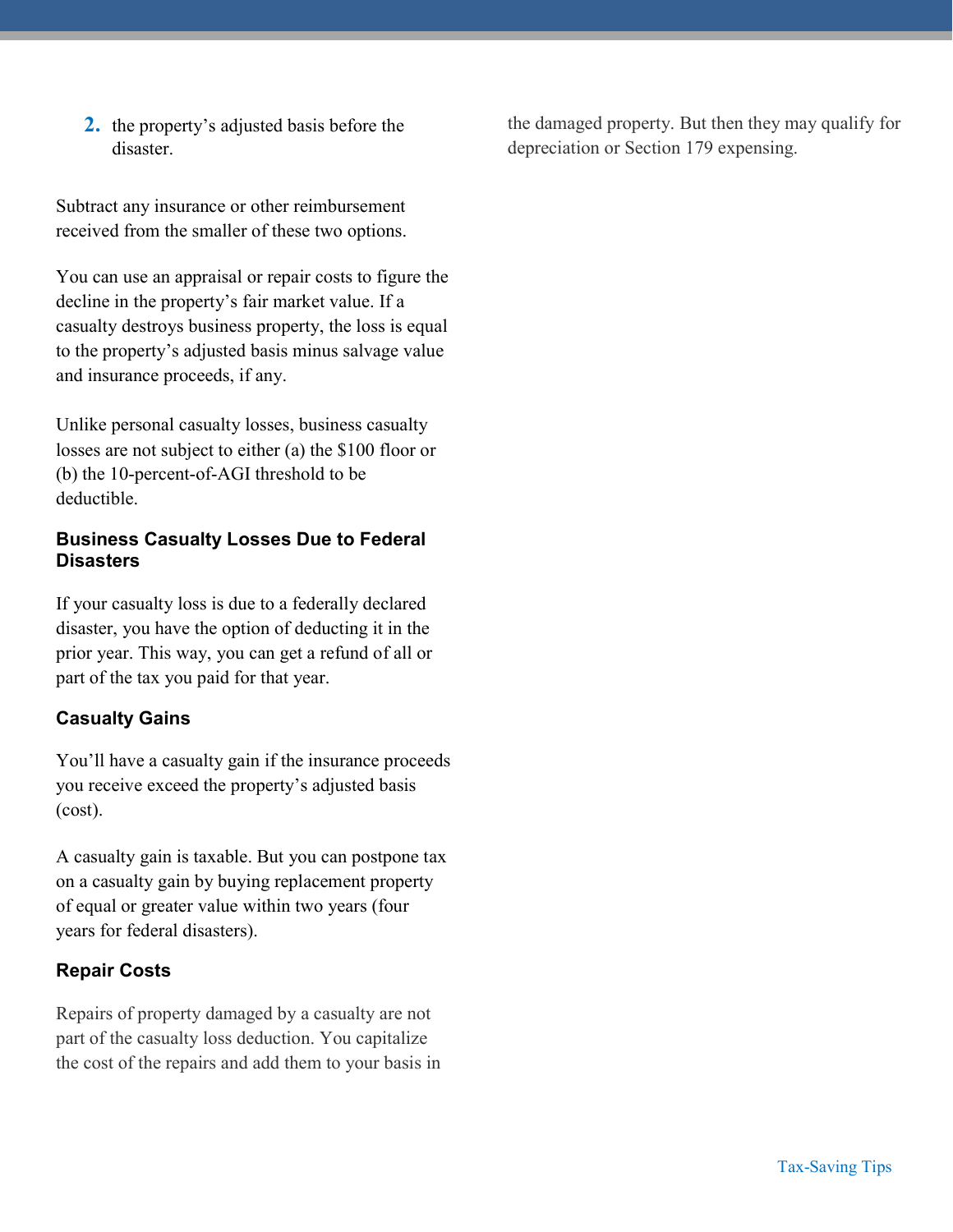2. the property's adjusted basis before the disaster.

Subtract any insurance or other reimbursement received from the smaller of these two options.

You can use an appraisal or repair costs to figure the decline in the property's fair market value. If a casualty destroys business property, the loss is equal to the property's adjusted basis minus salvage value and insurance proceeds, if any.

Unlike personal casualty losses, business casualty losses are not subject to either (a) the $100 floor or (b) the 10-percent-of-AGI threshold to be deductible.

### Business Casualty Losses Due to Federal Disasters

If your casualty loss is due to a federally declared disaster, you have the option of deducting it in the prior year. This way, you can get a refund of all or part of the tax you paid for that year.

### Casualty Gains

You'll have a casualty gain if the insurance proceeds you receive exceed the property's adjusted basis (cost).

A casualty gain is taxable. But you can postpone tax on a casualty gain by buying replacement property of equal or greater value within two years (four years for federal disasters).

### Repair Costs

Repairs of property damaged by a casualty are not part of the casualty loss deduction. You capitalize the cost of the repairs and add them to your basis in the damaged property. But then they may qualify for depreciation or Section 179 expensing.